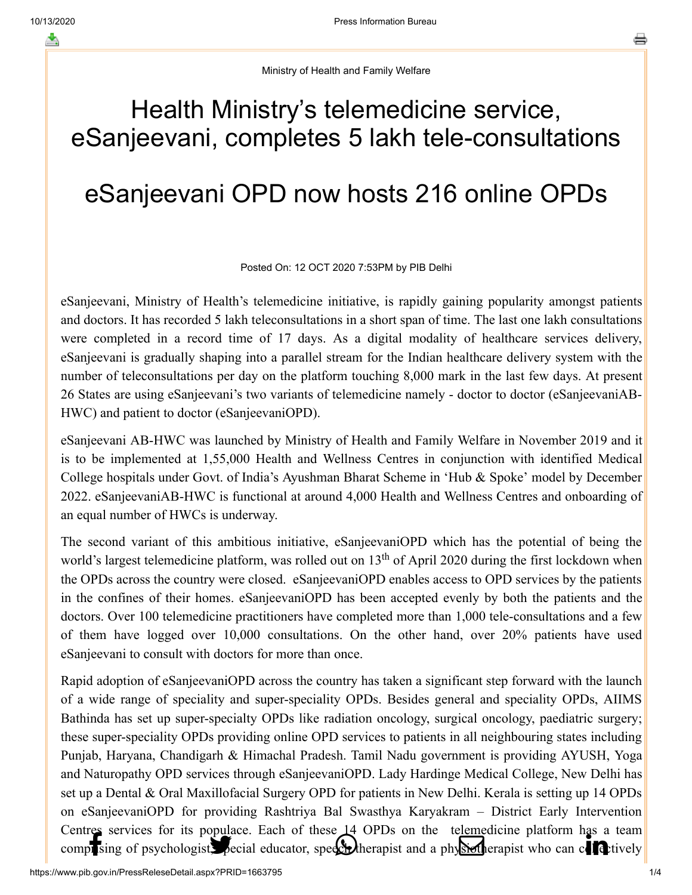Ministry of Health and Family Welfare

# Health Ministry's telemedicine service, eSanjeevani, completes 5 lakh tele-consultations

# eSanjeevani OPD now hosts 216 online OPDs

Posted On: 12 OCT 2020 7:53PM by PIB Delhi

eSanjeevani, Ministry of Health's telemedicine initiative, is rapidly gaining popularity amongst patients and doctors. It has recorded 5 lakh teleconsultations in a short span of time. The last one lakh consultations were completed in a record time of 17 days. As a digital modality of healthcare services delivery, eSanjeevani is gradually shaping into a parallel stream for the Indian healthcare delivery system with the number of teleconsultations per day on the platform touching 8,000 mark in the last few days. At present 26 States are using eSanjeevani's two variants of telemedicine namely - doctor to doctor (eSanjeevaniAB-HWC) and patient to doctor (eSanjeevaniOPD).

eSanjeevani AB-HWC was launched by Ministry of Health and Family Welfare in November 2019 and it is to be implemented at 1,55,000 Health and Wellness Centres in conjunction with identified Medical College hospitals under Govt. of India's Ayushman Bharat Scheme in 'Hub & Spoke' model by December 2022. eSanjeevaniAB-HWC is functional at around 4,000 Health and Wellness Centres and onboarding of an equal number of HWCs is underway.

The second variant of this ambitious initiative, eSanjeevaniOPD which has the potential of being the world's largest telemedicine platform, was rolled out on 13th of April 2020 during the first lockdown when the OPDs across the country were closed. eSanjeevaniOPD enables access to OPD services by the patients in the confines of their homes. eSanjeevaniOPD has been accepted evenly by both the patients and the doctors. Over 100 telemedicine practitioners have completed more than 1,000 tele-consultations and a few of them have logged over 10,000 consultations. On the other hand, over 20% patients have used eSanjeevani to consult with doctors for more than once.

Rapid adoption of eSanjeevaniOPD across the country has taken a significant step forward with the launch of a wide range of speciality and super-speciality OPDs. Besides general and speciality OPDs, AIIMS Bathinda has set up super-specialty OPDs like radiation oncology, surgical oncology, paediatric surgery; these super-speciality OPDs providing online OPD services to patients in all neighbouring states including Punjab, Haryana, Chandigarh & Himachal Pradesh. Tamil Nadu government is providing AYUSH, Yoga and Naturopathy OPD services through eSanjeevaniOPD. Lady Hardinge Medical College, New Delhi has set up a Dental & Oral Maxillofacial Surgery OPD for patients in New Delhi. Kerala is setting up 14 OPDs on eSanjeevaniOPD for providing Rashtriya Bal Swasthya Karyakram – District Early Intervention Centres services for its populace. Each of these 14 OPDs on the telemedicine platform has a team comprising of psychologist, special educator, speech therapist and a physiotherapist who can collectively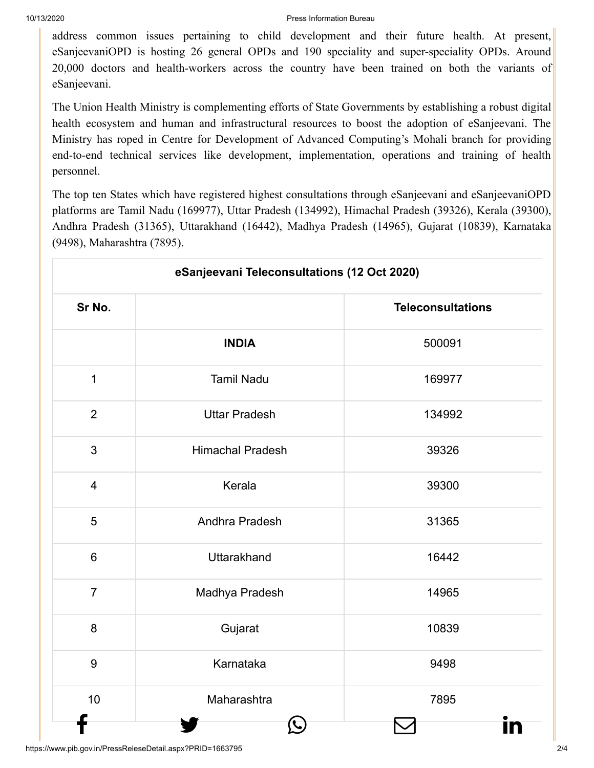address common issues pertaining to child development and their future health. At present, eSanjeevaniOPD is hosting 26 general OPDs and 190 speciality and super-speciality OPDs. Around 20,000 doctors and health-workers across the country have been trained on both the variants of eSanjeevani.

The Union Health Ministry is complementing efforts of State Governments by establishing a robust digital health ecosystem and human and infrastructural resources to boost the adoption of eSanjeevani. The Ministry has roped in Centre for Development of Advanced Computing's Mohali branch for providing end-to-end technical services like development, implementation, operations and training of health personnel.

The top ten States which have registered highest consultations through eSanjeevani and eSanjeevaniOPD platforms are Tamil Nadu (169977), Uttar Pradesh (134992), Himachal Pradesh (39326), Kerala (39300), Andhra Pradesh (31365), Uttarakhand (16442), Madhya Pradesh (14965), Gujarat (10839), Karnataka (9498), Maharashtra (7895).

| eSanjeevani Teleconsultations (12 Oct 2020) | | |
|---|---|---|
| **Sr No.** | | **Teleconsultations** |
| | **INDIA** | 500091 |
| 1 | Tamil Nadu | 169977 |
| 2 | Uttar Pradesh | 134992 |
| 3 | Himachal Pradesh | 39326 |
| 4 | Kerala | 39300 |
| 5 | Andhra Pradesh | 31365 |
| 6 | Uttarakhand | 16442 |
| 7 | Madhya Pradesh | 14965 |
| 8 | Gujarat | 10839 |
| 9 | Karnataka | 9498 |
| 10 | Maharashtra | 7895 |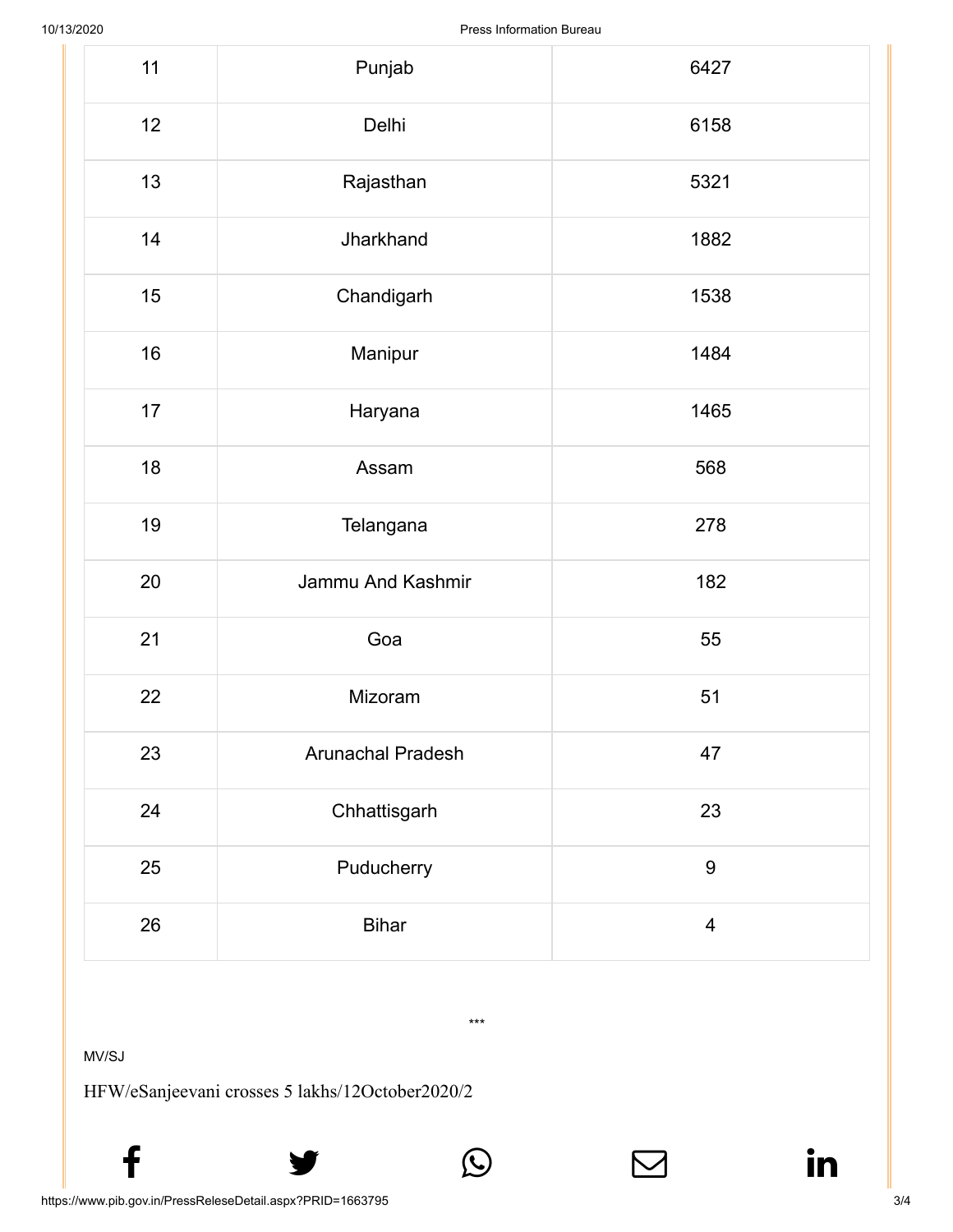| | | |
|---|---|---|
| 11 | Punjab | 6427 |
| 12 | Delhi | 6158 |
| 13 | Rajasthan | 5321 |
| 14 | Jharkhand | 1882 |
| 15 | Chandigarh | 1538 |
| 16 | Manipur | 1484 |
| 17 | Haryana | 1465 |
| 18 | Assam | 568 |
| 19 | Telangana | 278 |
| 20 | Jammu And Kashmir | 182 |
| 21 | Goa | 55 |
| 22 | Mizoram | 51 |
| 23 | Arunachal Pradesh | 47 |
| 24 | Chhattisgarh | 23 |
| 25 | Puducherry | 9 |
| 26 | Bihar | 4 |

***

MV/SJ

HFW/eSanjeevani crosses 5 lakhs/12October2020/2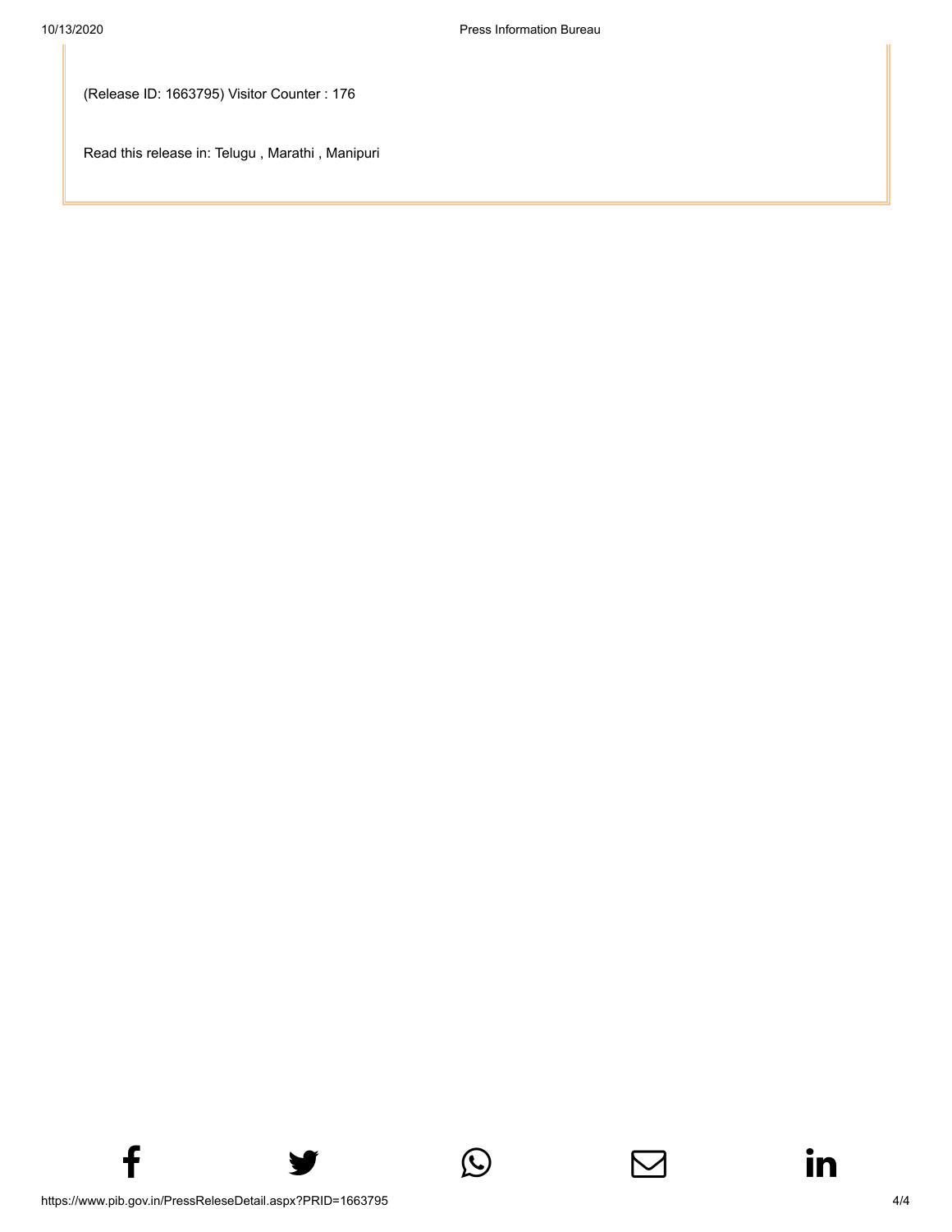(Release ID: 1663795) Visitor Counter : 176

Read this release in: Telugu , Marathi , Manipuri